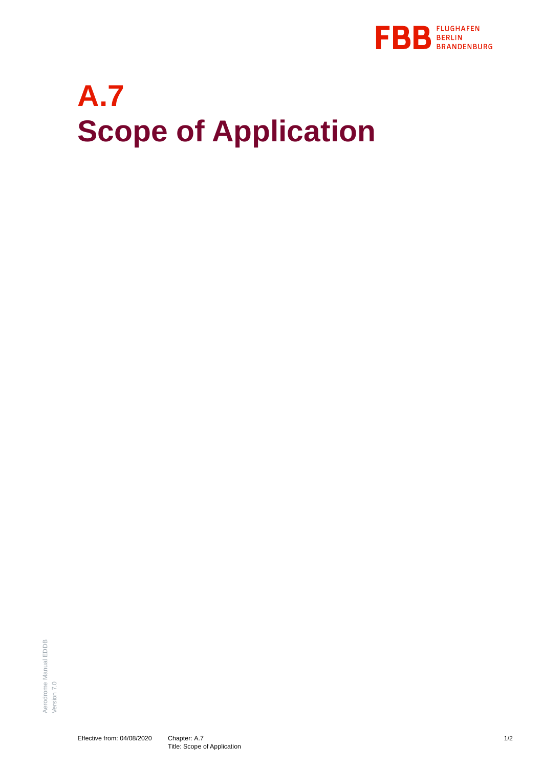# A.7
# Scope of Application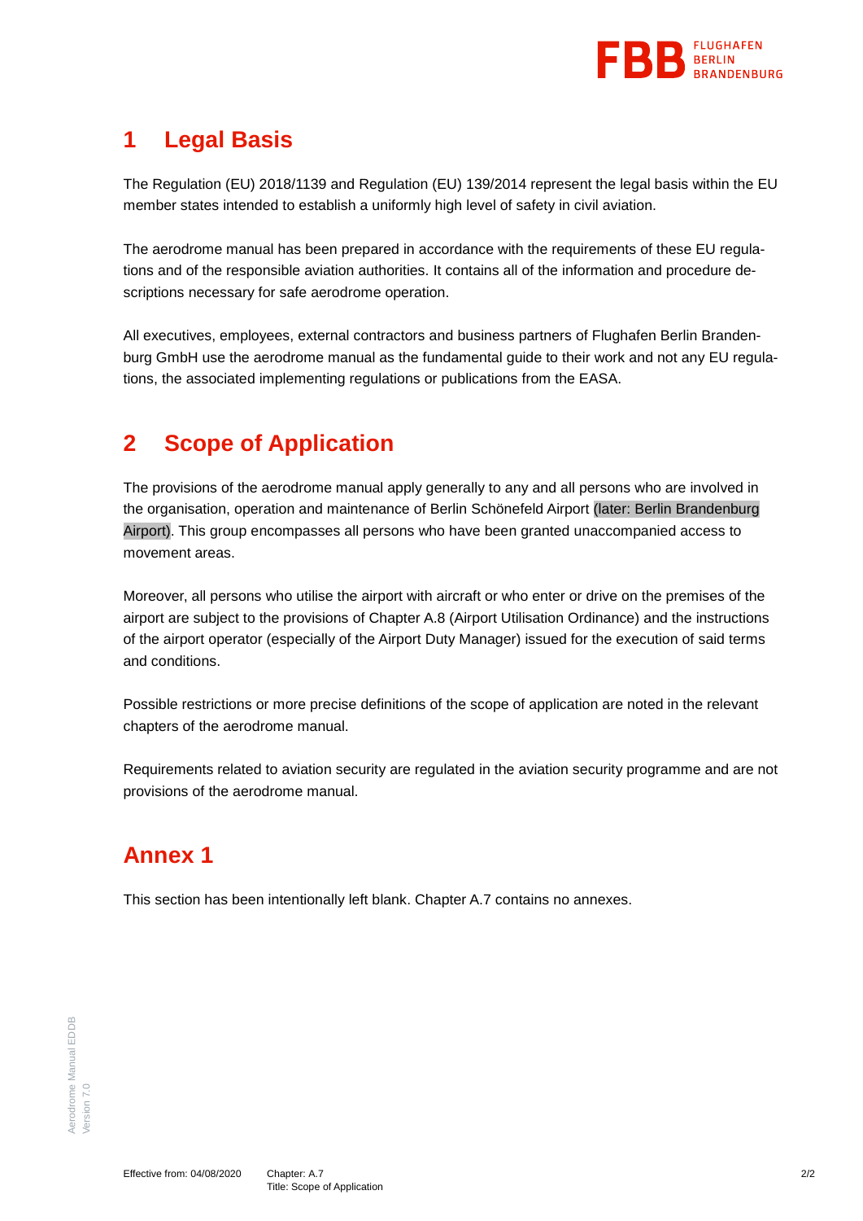# 1 Legal Basis

The Regulation (EU) 2018/1139 and Regulation (EU) 139/2014 represent the legal basis within the EU member states intended to establish a uniformly high level of safety in civil aviation.

The aerodrome manual has been prepared in accordance with the requirements of these EU regulations and of the responsible aviation authorities. It contains all of the information and procedure descriptions necessary for safe aerodrome operation.

All executives, employees, external contractors and business partners of Flughafen Berlin Brandenburg GmbH use the aerodrome manual as the fundamental guide to their work and not any EU regulations, the associated implementing regulations or publications from the EASA.

# 2 Scope of Application

The provisions of the aerodrome manual apply generally to any and all persons who are involved in the organisation, operation and maintenance of Berlin Schönefeld Airport (later: Berlin Brandenburg Airport). This group encompasses all persons who have been granted unaccompanied access to movement areas.

Moreover, all persons who utilise the airport with aircraft or who enter or drive on the premises of the airport are subject to the provisions of Chapter A.8 (Airport Utilisation Ordinance) and the instructions of the airport operator (especially of the Airport Duty Manager) issued for the execution of said terms and conditions.

Possible restrictions or more precise definitions of the scope of application are noted in the relevant chapters of the aerodrome manual.

Requirements related to aviation security are regulated in the aviation security programme and are not provisions of the aerodrome manual.

# Annex 1

This section has been intentionally left blank. Chapter A.7 contains no annexes.